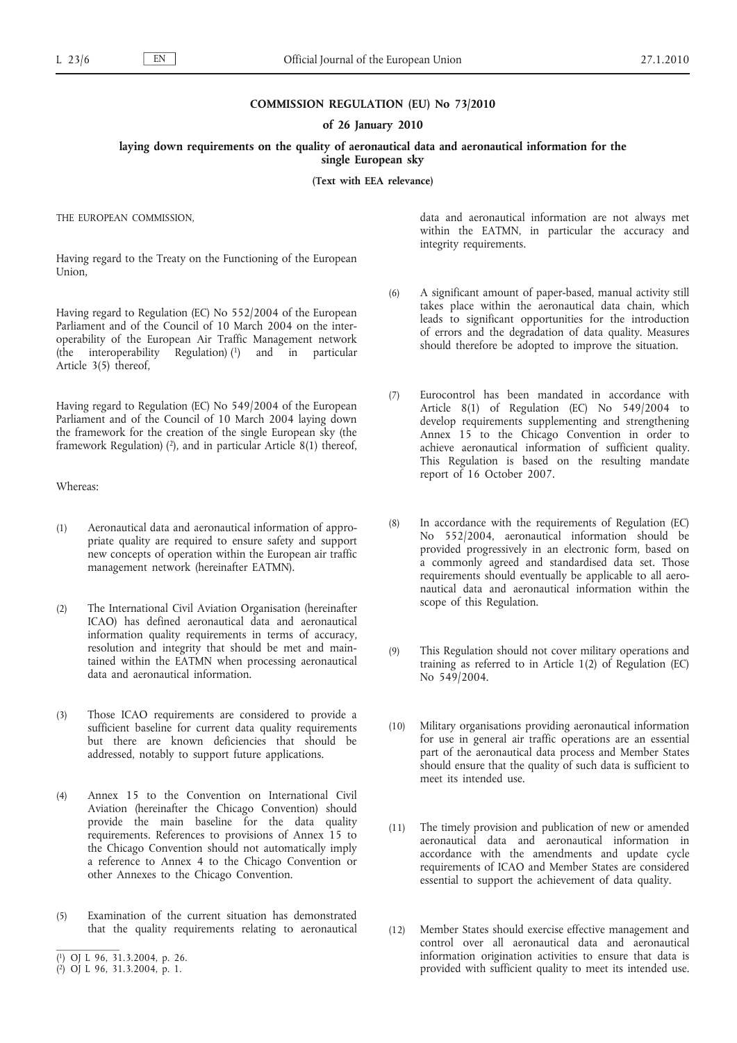**COMMISSION REGULATION (EU) No 73/2010**

**of 26 January 2010**

**laying down requirements on the quality of aeronautical data and aeronautical information for the single European sky**

**(Text with EEA relevance)**

THE EUROPEAN COMMISSION,

Having regard to the Treaty on the Functioning of the European Union,

Having regard to Regulation (EC) No 552/2004 of the European Parliament and of the Council of 10 March 2004 on the interoperability of the European Air Traffic Management network (the interoperability Regulation) [1] and in particular Article 3(5) thereof,

Having regard to Regulation (EC) No 549/2004 of the European Parliament and of the Council of 10 March 2004 laying down the framework for the creation of the single European sky (the framework Regulation) [2], and in particular Article 8(1) thereof,

Whereas:

(1) Aeronautical data and aeronautical information of appropriate quality are required to ensure safety and support new concepts of operation within the European air traffic management network (hereinafter EATMN).

(2) The International Civil Aviation Organisation (hereinafter ICAO) has defined aeronautical data and aeronautical information quality requirements in terms of accuracy, resolution and integrity that should be met and maintained within the EATMN when processing aeronautical data and aeronautical information.

(3) Those ICAO requirements are considered to provide a sufficient baseline for current data quality requirements but there are known deficiencies that should be addressed, notably to support future applications.

(4) Annex 15 to the Convention on International Civil Aviation (hereinafter the Chicago Convention) should provide the main baseline for the data quality requirements. References to provisions of Annex 15 to the Chicago Convention should not automatically imply a reference to Annex 4 to the Chicago Convention or other Annexes to the Chicago Convention.

(5) Examination of the current situation has demonstrated that the quality requirements relating to aeronautical data and aeronautical information are not always met within the EATMN, in particular the accuracy and integrity requirements.

(6) A significant amount of paper-based, manual activity still takes place within the aeronautical data chain, which leads to significant opportunities for the introduction of errors and the degradation of data quality. Measures should therefore be adopted to improve the situation.

(7) Eurocontrol has been mandated in accordance with Article 8(1) of Regulation (EC) No 549/2004 to develop requirements supplementing and strengthening Annex 15 to the Chicago Convention in order to achieve aeronautical information of sufficient quality. This Regulation is based on the resulting mandate report of 16 October 2007.

(8) In accordance with the requirements of Regulation (EC) No 552/2004, aeronautical information should be provided progressively in an electronic form, based on a commonly agreed and standardised data set. Those requirements should eventually be applicable to all aeronautical data and aeronautical information within the scope of this Regulation.

(9) This Regulation should not cover military operations and training as referred to in Article 1(2) of Regulation (EC) No 549/2004.

(10) Military organisations providing aeronautical information for use in general air traffic operations are an essential part of the aeronautical data process and Member States should ensure that the quality of such data is sufficient to meet its intended use.

(11) The timely provision and publication of new or amended aeronautical data and aeronautical information in accordance with the amendments and update cycle requirements of ICAO and Member States are considered essential to support the achievement of data quality.

(12) Member States should exercise effective management and control over all aeronautical data and aeronautical information origination activities to ensure that data is provided with sufficient quality to meet its intended use.

[1] OJ L 96, 31.3.2004, p. 26.

[2] OJ L 96, 31.3.2004, p. 1.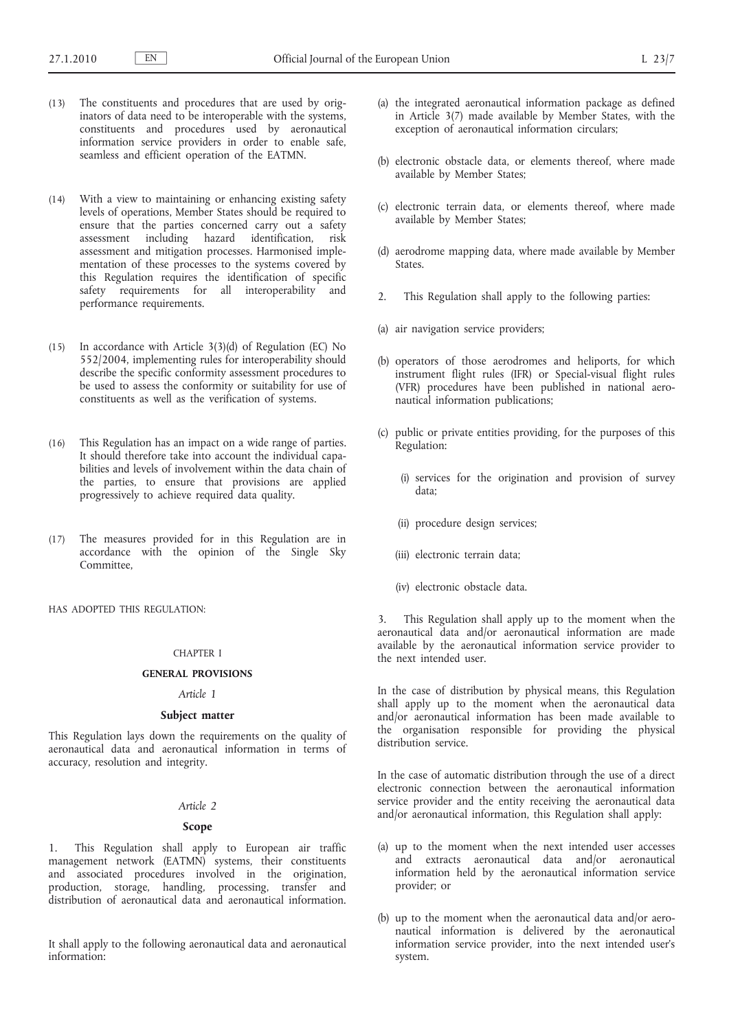(13) The constituents and procedures that are used by originators of data need to be interoperable with the systems, constituents and procedures used by aeronautical information service providers in order to enable safe, seamless and efficient operation of the EATMN.

(14) With a view to maintaining or enhancing existing safety levels of operations, Member States should be required to ensure that the parties concerned carry out a safety assessment including hazard identification, risk assessment and mitigation processes. Harmonised implementation of these processes to the systems covered by this Regulation requires the identification of specific safety requirements for all interoperability and performance requirements.

(15) In accordance with Article 3(3)(d) of Regulation (EC) No 552/2004, implementing rules for interoperability should describe the specific conformity assessment procedures to be used to assess the conformity or suitability for use of constituents as well as the verification of systems.

(16) This Regulation has an impact on a wide range of parties. It should therefore take into account the individual capabilities and levels of involvement within the data chain of the parties, to ensure that provisions are applied progressively to achieve required data quality.

(17) The measures provided for in this Regulation are in accordance with the opinion of the Single Sky Committee,

HAS ADOPTED THIS REGULATION:

## CHAPTER I

## GENERAL PROVISIONS

### *Article 1*

### Subject matter

This Regulation lays down the requirements on the quality of aeronautical data and aeronautical information in terms of accuracy, resolution and integrity.

### *Article 2*

### Scope

1. This Regulation shall apply to European air traffic management network (EATMN) systems, their constituents and associated procedures involved in the origination, production, storage, handling, processing, transfer and distribution of aeronautical data and aeronautical information.

It shall apply to the following aeronautical data and aeronautical information:

(a) the integrated aeronautical information package as defined in Article 3(7) made available by Member States, with the exception of aeronautical information circulars;

(b) electronic obstacle data, or elements thereof, where made available by Member States;

(c) electronic terrain data, or elements thereof, where made available by Member States;

(d) aerodrome mapping data, where made available by Member States.

2. This Regulation shall apply to the following parties:

(a) air navigation service providers;

(b) operators of those aerodromes and heliports, for which instrument flight rules (IFR) or Special-visual flight rules (VFR) procedures have been published in national aeronautical information publications;

(c) public or private entities providing, for the purposes of this Regulation:

(i) services for the origination and provision of survey data;

(ii) procedure design services;

(iii) electronic terrain data;

(iv) electronic obstacle data.

3. This Regulation shall apply up to the moment when the aeronautical data and/or aeronautical information are made available by the aeronautical information service provider to the next intended user.

In the case of distribution by physical means, this Regulation shall apply up to the moment when the aeronautical data and/or aeronautical information has been made available to the organisation responsible for providing the physical distribution service.

In the case of automatic distribution through the use of a direct electronic connection between the aeronautical information service provider and the entity receiving the aeronautical data and/or aeronautical information, this Regulation shall apply:

(a) up to the moment when the next intended user accesses and extracts aeronautical data and/or aeronautical information held by the aeronautical information service provider; or

(b) up to the moment when the aeronautical data and/or aeronautical information is delivered by the aeronautical information service provider, into the next intended user's system.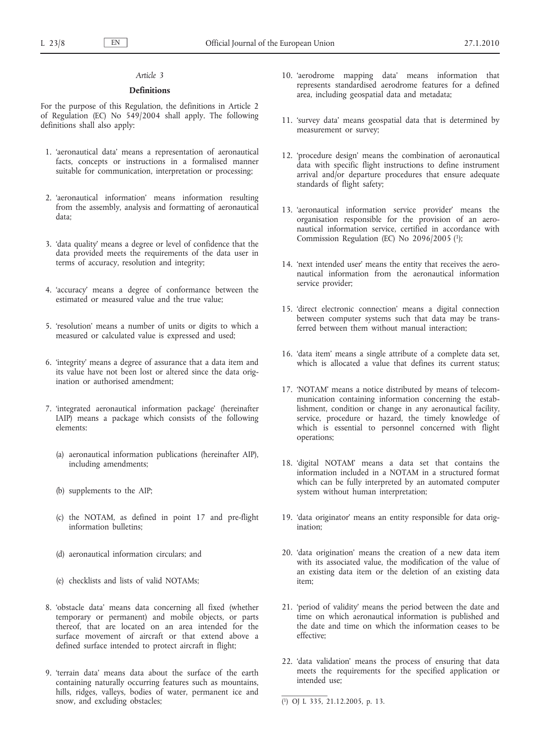*Article 3*

**Definitions**

For the purpose of this Regulation, the definitions in Article 2 of Regulation (EC) No 549/2004 shall apply. The following definitions shall also apply:

1. 'aeronautical data' means a representation of aeronautical facts, concepts or instructions in a formalised manner suitable for communication, interpretation or processing;

2. 'aeronautical information' means information resulting from the assembly, analysis and formatting of aeronautical data;

3. 'data quality' means a degree or level of confidence that the data provided meets the requirements of the data user in terms of accuracy, resolution and integrity;

4. 'accuracy' means a degree of conformance between the estimated or measured value and the true value;

5. 'resolution' means a number of units or digits to which a measured or calculated value is expressed and used;

6. 'integrity' means a degree of assurance that a data item and its value have not been lost or altered since the data origination or authorised amendment;

7. 'integrated aeronautical information package' (hereinafter IAIP) means a package which consists of the following elements:

   (a) aeronautical information publications (hereinafter AIP), including amendments;

   (b) supplements to the AIP;

   (c) the NOTAM, as defined in point 17 and pre-flight information bulletins;

   (d) aeronautical information circulars; and

   (e) checklists and lists of valid NOTAMs;

8. 'obstacle data' means data concerning all fixed (whether temporary or permanent) and mobile objects, or parts thereof, that are located on an area intended for the surface movement of aircraft or that extend above a defined surface intended to protect aircraft in flight;

9. 'terrain data' means data about the surface of the earth containing naturally occurring features such as mountains, hills, ridges, valleys, bodies of water, permanent ice and snow, and excluding obstacles;

10. 'aerodrome mapping data' means information that represents standardised aerodrome features for a defined area, including geospatial data and metadata;

11. 'survey data' means geospatial data that is determined by measurement or survey;

12. 'procedure design' means the combination of aeronautical data with specific flight instructions to define instrument arrival and/or departure procedures that ensure adequate standards of flight safety;

13. 'aeronautical information service provider' means the organisation responsible for the provision of an aeronautical information service, certified in accordance with Commission Regulation (EC) No 2096/2005 [1];

14. 'next intended user' means the entity that receives the aeronautical information from the aeronautical information service provider;

15. 'direct electronic connection' means a digital connection between computer systems such that data may be transferred between them without manual interaction;

16. 'data item' means a single attribute of a complete data set, which is allocated a value that defines its current status;

17. 'NOTAM' means a notice distributed by means of telecommunication containing information concerning the establishment, condition or change in any aeronautical facility, service, procedure or hazard, the timely knowledge of which is essential to personnel concerned with flight operations;

18. 'digital NOTAM' means a data set that contains the information included in a NOTAM in a structured format which can be fully interpreted by an automated computer system without human interpretation;

19. 'data originator' means an entity responsible for data origination;

20. 'data origination' means the creation of a new data item with its associated value, the modification of the value of an existing data item or the deletion of an existing data item;

21. 'period of validity' means the period between the date and time on which aeronautical information is published and the date and time on which the information ceases to be effective;

22. 'data validation' means the process of ensuring that data meets the requirements for the specified application or intended use;

[1] OJ L 335, 21.12.2005, p. 13.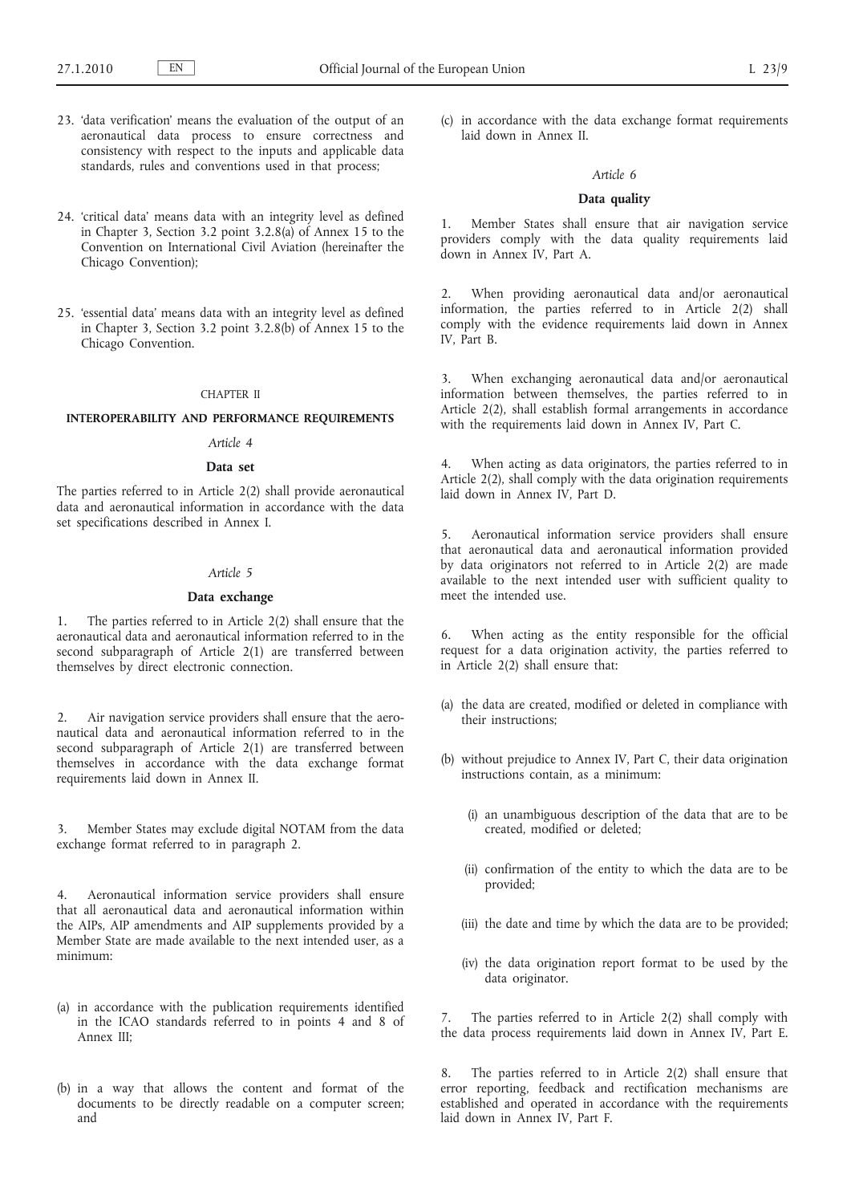23. 'data verification' means the evaluation of the output of an aeronautical data process to ensure correctness and consistency with respect to the inputs and applicable data standards, rules and conventions used in that process;

24. 'critical data' means data with an integrity level as defined in Chapter 3, Section 3.2 point 3.2.8(a) of Annex 15 to the Convention on International Civil Aviation (hereinafter the Chicago Convention);

25. 'essential data' means data with an integrity level as defined in Chapter 3, Section 3.2 point 3.2.8(b) of Annex 15 to the Chicago Convention.

CHAPTER II

## INTEROPERABILITY AND PERFORMANCE REQUIREMENTS

*Article 4*

### Data set

The parties referred to in Article 2(2) shall provide aeronautical data and aeronautical information in accordance with the data set specifications described in Annex I.

*Article 5*

### Data exchange

1. The parties referred to in Article 2(2) shall ensure that the aeronautical data and aeronautical information referred to in the second subparagraph of Article 2(1) are transferred between themselves by direct electronic connection.

2. Air navigation service providers shall ensure that the aeronautical data and aeronautical information referred to in the second subparagraph of Article 2(1) are transferred between themselves in accordance with the data exchange format requirements laid down in Annex II.

3. Member States may exclude digital NOTAM from the data exchange format referred to in paragraph 2.

4. Aeronautical information service providers shall ensure that all aeronautical data and aeronautical information within the AIPs, AIP amendments and AIP supplements provided by a Member State are made available to the next intended user, as a minimum:

(a) in accordance with the publication requirements identified in the ICAO standards referred to in points 4 and 8 of Annex III;

(b) in a way that allows the content and format of the documents to be directly readable on a computer screen; and

(c) in accordance with the data exchange format requirements laid down in Annex II.

*Article 6*

### Data quality

1. Member States shall ensure that air navigation service providers comply with the data quality requirements laid down in Annex IV, Part A.

2. When providing aeronautical data and/or aeronautical information, the parties referred to in Article 2(2) shall comply with the evidence requirements laid down in Annex IV, Part B.

3. When exchanging aeronautical data and/or aeronautical information between themselves, the parties referred to in Article 2(2), shall establish formal arrangements in accordance with the requirements laid down in Annex IV, Part C.

4. When acting as data originators, the parties referred to in Article 2(2), shall comply with the data origination requirements laid down in Annex IV, Part D.

5. Aeronautical information service providers shall ensure that aeronautical data and aeronautical information provided by data originators not referred to in Article 2(2) are made available to the next intended user with sufficient quality to meet the intended use.

6. When acting as the entity responsible for the official request for a data origination activity, the parties referred to in Article 2(2) shall ensure that:

(a) the data are created, modified or deleted in compliance with their instructions;

(b) without prejudice to Annex IV, Part C, their data origination instructions contain, as a minimum:

(i) an unambiguous description of the data that are to be created, modified or deleted;

(ii) confirmation of the entity to which the data are to be provided;

(iii) the date and time by which the data are to be provided;

(iv) the data origination report format to be used by the data originator.

7. The parties referred to in Article 2(2) shall comply with the data process requirements laid down in Annex IV, Part E.

8. The parties referred to in Article 2(2) shall ensure that error reporting, feedback and rectification mechanisms are established and operated in accordance with the requirements laid down in Annex IV, Part F.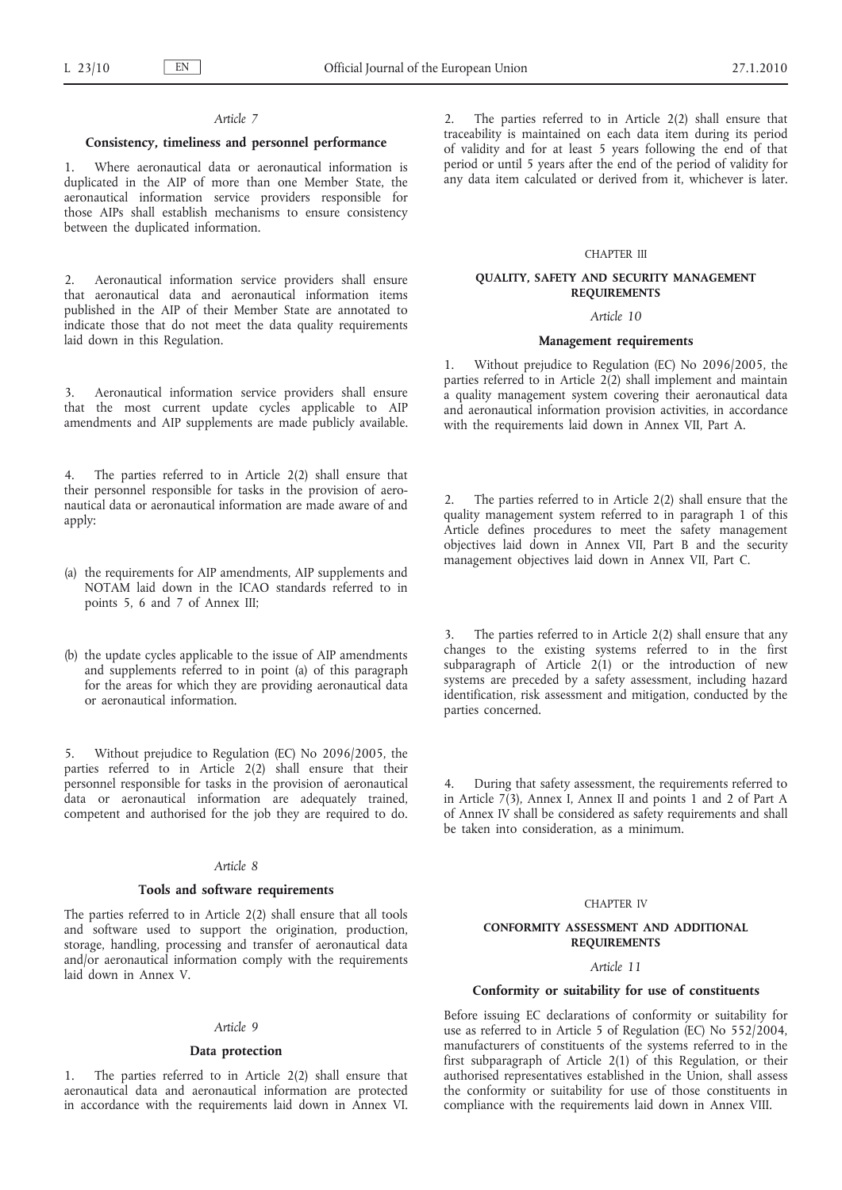### *Article 7*

### Consistency, timeliness and personnel performance

1. Where aeronautical data or aeronautical information is duplicated in the AIP of more than one Member State, the aeronautical information service providers responsible for those AIPs shall establish mechanisms to ensure consistency between the duplicated information.

2. Aeronautical information service providers shall ensure that aeronautical data and aeronautical information items published in the AIP of their Member State are annotated to indicate those that do not meet the data quality requirements laid down in this Regulation.

3. Aeronautical information service providers shall ensure that the most current update cycles applicable to AIP amendments and AIP supplements are made publicly available.

4. The parties referred to in Article 2(2) shall ensure that their personnel responsible for tasks in the provision of aeronautical data or aeronautical information are made aware of and apply:

(a) the requirements for AIP amendments, AIP supplements and NOTAM laid down in the ICAO standards referred to in points 5, 6 and 7 of Annex III;

(b) the update cycles applicable to the issue of AIP amendments and supplements referred to in point (a) of this paragraph for the areas for which they are providing aeronautical data or aeronautical information.

5. Without prejudice to Regulation (EC) No 2096/2005, the parties referred to in Article 2(2) shall ensure that their personnel responsible for tasks in the provision of aeronautical data or aeronautical information are adequately trained, competent and authorised for the job they are required to do.

### *Article 8*

### Tools and software requirements

The parties referred to in Article 2(2) shall ensure that all tools and software used to support the origination, production, storage, handling, processing and transfer of aeronautical data and/or aeronautical information comply with the requirements laid down in Annex V.

### *Article 9*

### Data protection

1. The parties referred to in Article 2(2) shall ensure that aeronautical data and aeronautical information are protected in accordance with the requirements laid down in Annex VI.

2. The parties referred to in Article 2(2) shall ensure that traceability is maintained on each data item during its period of validity and for at least 5 years following the end of that period or until 5 years after the end of the period of validity for any data item calculated or derived from it, whichever is later.

## CHAPTER III

## QUALITY, SAFETY AND SECURITY MANAGEMENT REQUIREMENTS

### *Article 10*

### Management requirements

1. Without prejudice to Regulation (EC) No 2096/2005, the parties referred to in Article 2(2) shall implement and maintain a quality management system covering their aeronautical data and aeronautical information provision activities, in accordance with the requirements laid down in Annex VII, Part A.

2. The parties referred to in Article 2(2) shall ensure that the quality management system referred to in paragraph 1 of this Article defines procedures to meet the safety management objectives laid down in Annex VII, Part B and the security management objectives laid down in Annex VII, Part C.

3. The parties referred to in Article 2(2) shall ensure that any changes to the existing systems referred to in the first subparagraph of Article 2(1) or the introduction of new systems are preceded by a safety assessment, including hazard identification, risk assessment and mitigation, conducted by the parties concerned.

4. During that safety assessment, the requirements referred to in Article 7(3), Annex I, Annex II and points 1 and 2 of Part A of Annex IV shall be considered as safety requirements and shall be taken into consideration, as a minimum.

## CHAPTER IV

## CONFORMITY ASSESSMENT AND ADDITIONAL REQUIREMENTS

### *Article 11*

### Conformity or suitability for use of constituents

Before issuing EC declarations of conformity or suitability for use as referred to in Article 5 of Regulation (EC) No 552/2004, manufacturers of constituents of the systems referred to in the first subparagraph of Article 2(1) of this Regulation, or their authorised representatives established in the Union, shall assess the conformity or suitability for use of those constituents in compliance with the requirements laid down in Annex VIII.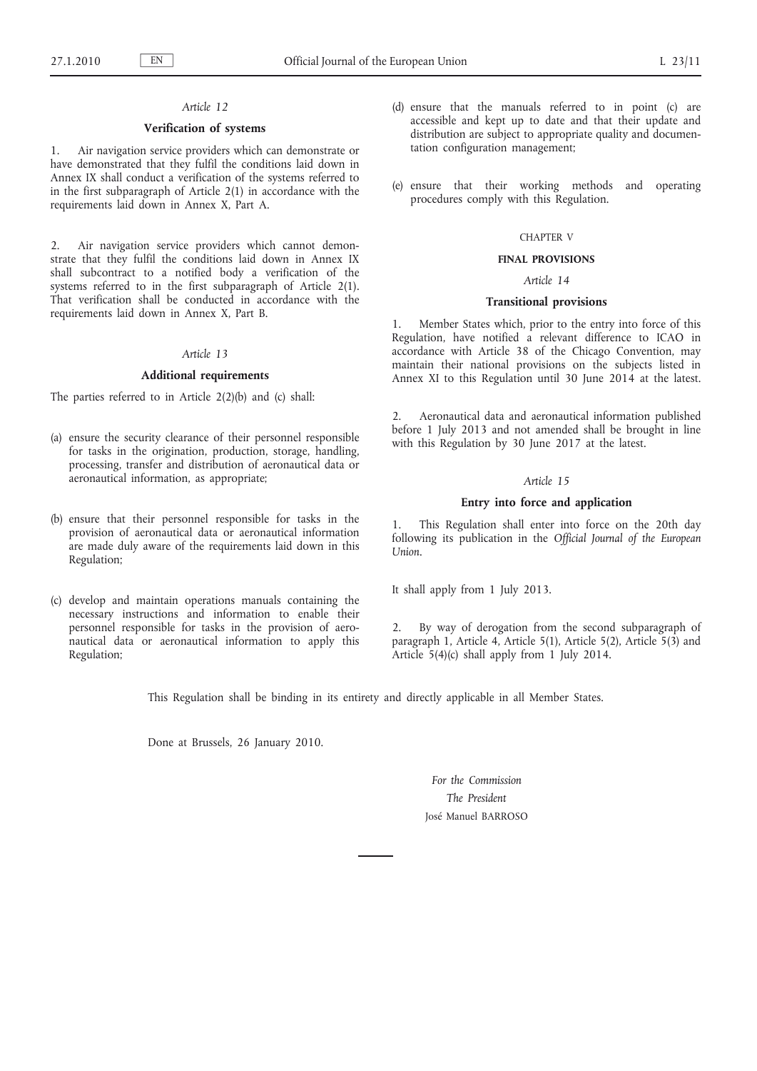*Article 12*

**Verification of systems**

1. Air navigation service providers which can demonstrate or have demonstrated that they fulfil the conditions laid down in Annex IX shall conduct a verification of the systems referred to in the first subparagraph of Article 2(1) in accordance with the requirements laid down in Annex X, Part A.

2. Air navigation service providers which cannot demonstrate that they fulfil the conditions laid down in Annex IX shall subcontract to a notified body a verification of the systems referred to in the first subparagraph of Article 2(1). That verification shall be conducted in accordance with the requirements laid down in Annex X, Part B.

*Article 13*

**Additional requirements**

The parties referred to in Article 2(2)(b) and (c) shall:

(a) ensure the security clearance of their personnel responsible for tasks in the origination, production, storage, handling, processing, transfer and distribution of aeronautical data or aeronautical information, as appropriate;

(b) ensure that their personnel responsible for tasks in the provision of aeronautical data or aeronautical information are made duly aware of the requirements laid down in this Regulation;

(c) develop and maintain operations manuals containing the necessary instructions and information to enable their personnel responsible for tasks in the provision of aeronautical data or aeronautical information to apply this Regulation;

(d) ensure that the manuals referred to in point (c) are accessible and kept up to date and that their update and distribution are subject to appropriate quality and documentation configuration management;

(e) ensure that their working methods and operating procedures comply with this Regulation.

CHAPTER V

**FINAL PROVISIONS**

*Article 14*

**Transitional provisions**

1. Member States which, prior to the entry into force of this Regulation, have notified a relevant difference to ICAO in accordance with Article 38 of the Chicago Convention, may maintain their national provisions on the subjects listed in Annex XI to this Regulation until 30 June 2014 at the latest.

2. Aeronautical data and aeronautical information published before 1 July 2013 and not amended shall be brought in line with this Regulation by 30 June 2017 at the latest.

*Article 15*

**Entry into force and application**

1. This Regulation shall enter into force on the 20th day following its publication in the *Official Journal of the European Union*.

It shall apply from 1 July 2013.

2. By way of derogation from the second subparagraph of paragraph 1, Article 4, Article 5(1), Article 5(2), Article 5(3) and Article 5(4)(c) shall apply from 1 July 2014.

This Regulation shall be binding in its entirety and directly applicable in all Member States.

Done at Brussels, 26 January 2010.

*For the Commission*
*The President*
José Manuel BARROSO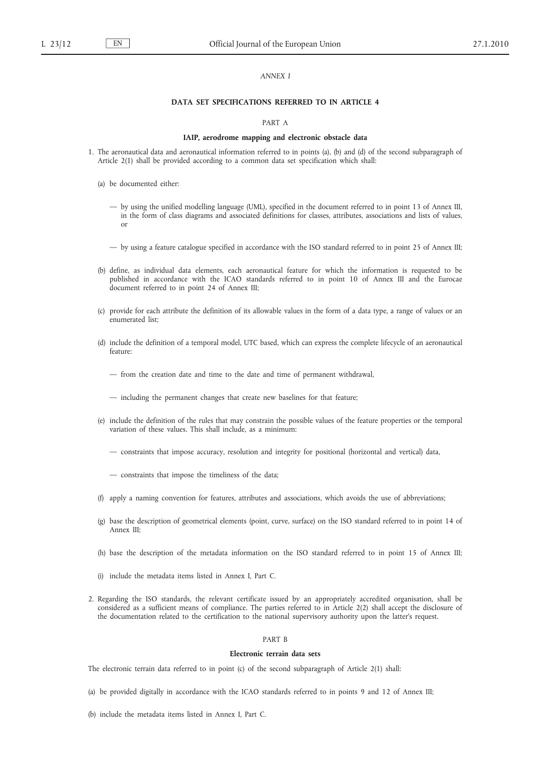*ANNEX I*

## DATA SET SPECIFICATIONS REFERRED TO IN ARTICLE 4

### PART A

#### IAIP, aerodrome mapping and electronic obstacle data

1. The aeronautical data and aeronautical information referred to in points (a), (b) and (d) of the second subparagraph of Article 2(1) shall be provided according to a common data set specification which shall:

   (a) be documented either:

   — by using the unified modelling language (UML), specified in the document referred to in point 13 of Annex III, in the form of class diagrams and associated definitions for classes, attributes, associations and lists of values, or

   — by using a feature catalogue specified in accordance with the ISO standard referred to in point 25 of Annex III;

   (b) define, as individual data elements, each aeronautical feature for which the information is requested to be published in accordance with the ICAO standards referred to in point 10 of Annex III and the Eurocae document referred to in point 24 of Annex III;

   (c) provide for each attribute the definition of its allowable values in the form of a data type, a range of values or an enumerated list;

   (d) include the definition of a temporal model, UTC based, which can express the complete lifecycle of an aeronautical feature:

   — from the creation date and time to the date and time of permanent withdrawal,

   — including the permanent changes that create new baselines for that feature;

   (e) include the definition of the rules that may constrain the possible values of the feature properties or the temporal variation of these values. This shall include, as a minimum:

   — constraints that impose accuracy, resolution and integrity for positional (horizontal and vertical) data,

   — constraints that impose the timeliness of the data;

   (f) apply a naming convention for features, attributes and associations, which avoids the use of abbreviations;

   (g) base the description of geometrical elements (point, curve, surface) on the ISO standard referred to in point 14 of Annex III;

   (h) base the description of the metadata information on the ISO standard referred to in point 15 of Annex III;

   (i) include the metadata items listed in Annex I, Part C.

2. Regarding the ISO standards, the relevant certificate issued by an appropriately accredited organisation, shall be considered as a sufficient means of compliance. The parties referred to in Article 2(2) shall accept the disclosure of the documentation related to the certification to the national supervisory authority upon the latter's request.

### PART B

#### Electronic terrain data sets

The electronic terrain data referred to in point (c) of the second subparagraph of Article 2(1) shall:

(a) be provided digitally in accordance with the ICAO standards referred to in points 9 and 12 of Annex III;

(b) include the metadata items listed in Annex I, Part C.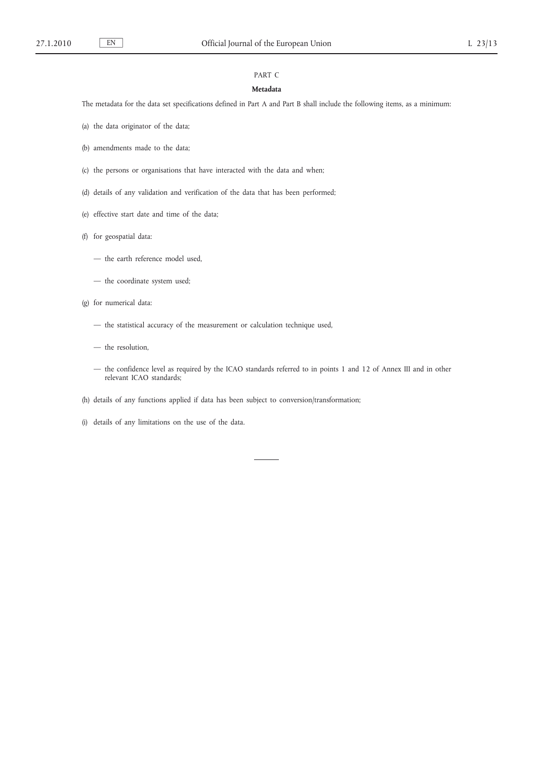## PART C

### Metadata

The metadata for the data set specifications defined in Part A and Part B shall include the following items, as a minimum:

(a) the data originator of the data;

(b) amendments made to the data;

(c) the persons or organisations that have interacted with the data and when;

(d) details of any validation and verification of the data that has been performed;

(e) effective start date and time of the data;

(f) for geospatial data:

— the earth reference model used,

— the coordinate system used;

(g) for numerical data:

— the statistical accuracy of the measurement or calculation technique used,

— the resolution,

— the confidence level as required by the ICAO standards referred to in points 1 and 12 of Annex III and in other relevant ICAO standards;

(h) details of any functions applied if data has been subject to conversion/transformation;

(i) details of any limitations on the use of the data.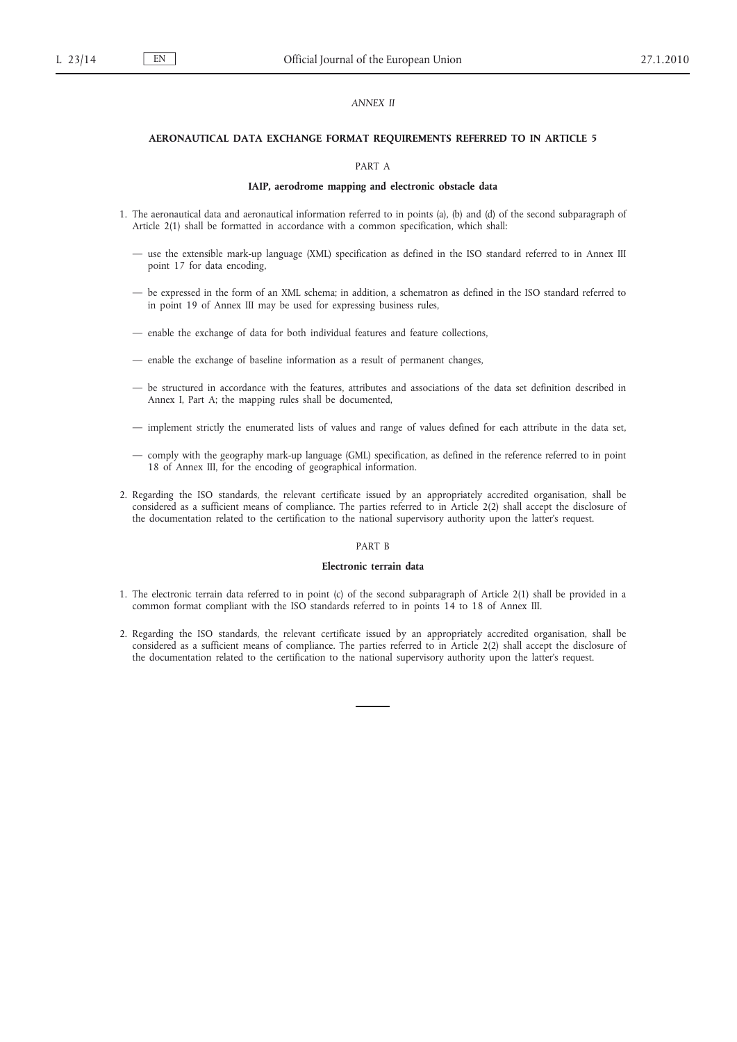*ANNEX II*

**AERONAUTICAL DATA EXCHANGE FORMAT REQUIREMENTS REFERRED TO IN ARTICLE 5**

PART A

**IAIP, aerodrome mapping and electronic obstacle data**

1. The aeronautical data and aeronautical information referred to in points (a), (b) and (d) of the second subparagraph of Article 2(1) shall be formatted in accordance with a common specification, which shall:

   — use the extensible mark-up language (XML) specification as defined in the ISO standard referred to in Annex III point 17 for data encoding,

   — be expressed in the form of an XML schema; in addition, a schematron as defined in the ISO standard referred to in point 19 of Annex III may be used for expressing business rules,

   — enable the exchange of data for both individual features and feature collections,

   — enable the exchange of baseline information as a result of permanent changes,

   — be structured in accordance with the features, attributes and associations of the data set definition described in Annex I, Part A; the mapping rules shall be documented,

   — implement strictly the enumerated lists of values and range of values defined for each attribute in the data set,

   — comply with the geography mark-up language (GML) specification, as defined in the reference referred to in point 18 of Annex III, for the encoding of geographical information.

2. Regarding the ISO standards, the relevant certificate issued by an appropriately accredited organisation, shall be considered as a sufficient means of compliance. The parties referred to in Article 2(2) shall accept the disclosure of the documentation related to the certification to the national supervisory authority upon the latter's request.

PART B

**Electronic terrain data**

1. The electronic terrain data referred to in point (c) of the second subparagraph of Article 2(1) shall be provided in a common format compliant with the ISO standards referred to in points 14 to 18 of Annex III.

2. Regarding the ISO standards, the relevant certificate issued by an appropriately accredited organisation, shall be considered as a sufficient means of compliance. The parties referred to in Article 2(2) shall accept the disclosure of the documentation related to the certification to the national supervisory authority upon the latter's request.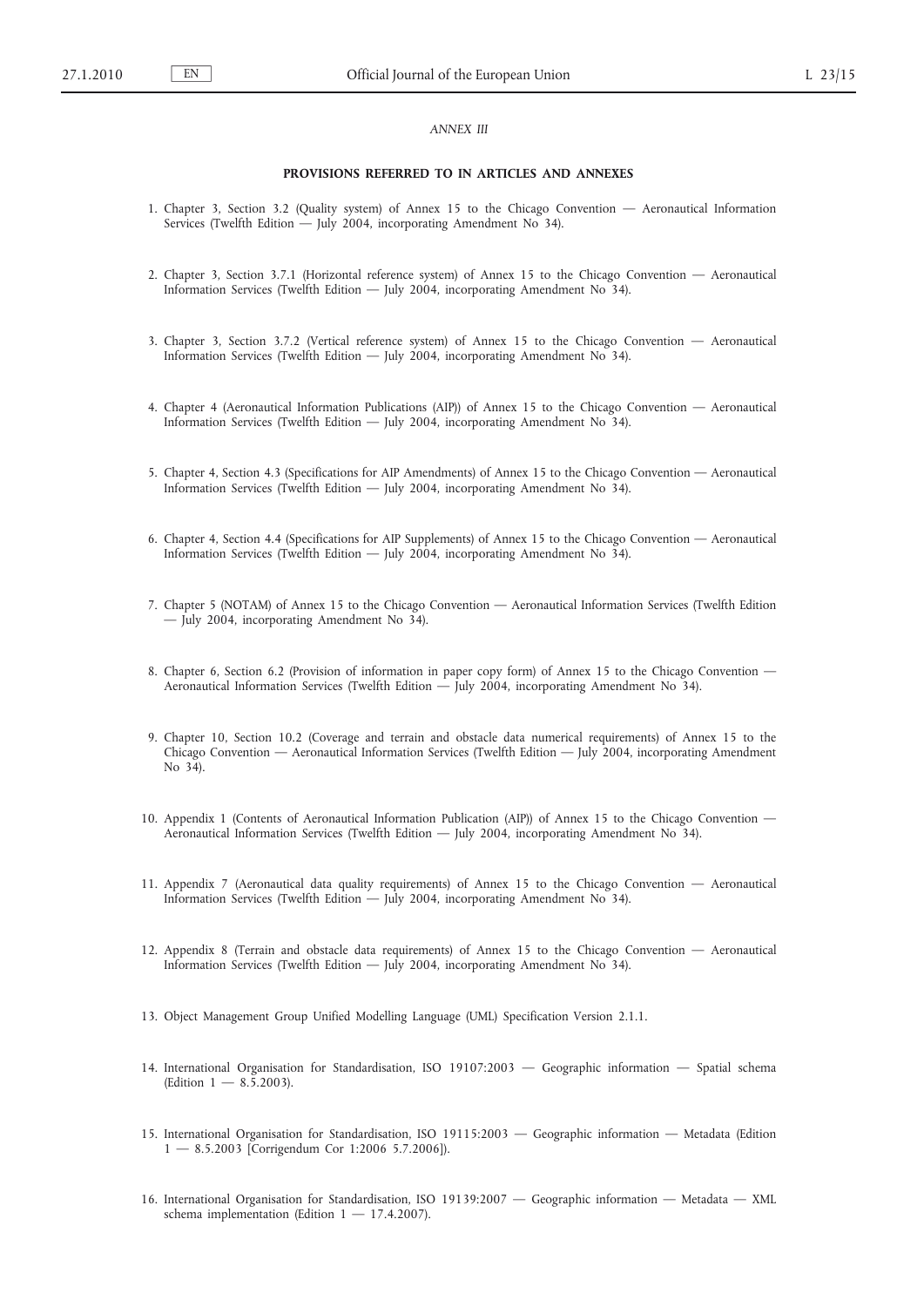*ANNEX III*

**PROVISIONS REFERRED TO IN ARTICLES AND ANNEXES**

1. Chapter 3, Section 3.2 (Quality system) of Annex 15 to the Chicago Convention — Aeronautical Information Services (Twelfth Edition — July 2004, incorporating Amendment No 34).

2. Chapter 3, Section 3.7.1 (Horizontal reference system) of Annex 15 to the Chicago Convention — Aeronautical Information Services (Twelfth Edition — July 2004, incorporating Amendment No 34).

3. Chapter 3, Section 3.7.2 (Vertical reference system) of Annex 15 to the Chicago Convention — Aeronautical Information Services (Twelfth Edition — July 2004, incorporating Amendment No 34).

4. Chapter 4 (Aeronautical Information Publications (AIP)) of Annex 15 to the Chicago Convention — Aeronautical Information Services (Twelfth Edition — July 2004, incorporating Amendment No 34).

5. Chapter 4, Section 4.3 (Specifications for AIP Amendments) of Annex 15 to the Chicago Convention — Aeronautical Information Services (Twelfth Edition — July 2004, incorporating Amendment No 34).

6. Chapter 4, Section 4.4 (Specifications for AIP Supplements) of Annex 15 to the Chicago Convention — Aeronautical Information Services (Twelfth Edition — July 2004, incorporating Amendment No 34).

7. Chapter 5 (NOTAM) of Annex 15 to the Chicago Convention — Aeronautical Information Services (Twelfth Edition — July 2004, incorporating Amendment No 34).

8. Chapter 6, Section 6.2 (Provision of information in paper copy form) of Annex 15 to the Chicago Convention — Aeronautical Information Services (Twelfth Edition — July 2004, incorporating Amendment No 34).

9. Chapter 10, Section 10.2 (Coverage and terrain and obstacle data numerical requirements) of Annex 15 to the Chicago Convention — Aeronautical Information Services (Twelfth Edition — July 2004, incorporating Amendment No 34).

10. Appendix 1 (Contents of Aeronautical Information Publication (AIP)) of Annex 15 to the Chicago Convention — Aeronautical Information Services (Twelfth Edition — July 2004, incorporating Amendment No 34).

11. Appendix 7 (Aeronautical data quality requirements) of Annex 15 to the Chicago Convention — Aeronautical Information Services (Twelfth Edition — July 2004, incorporating Amendment No 34).

12. Appendix 8 (Terrain and obstacle data requirements) of Annex 15 to the Chicago Convention — Aeronautical Information Services (Twelfth Edition — July 2004, incorporating Amendment No 34).

13. Object Management Group Unified Modelling Language (UML) Specification Version 2.1.1.

14. International Organisation for Standardisation, ISO 19107:2003 — Geographic information — Spatial schema (Edition 1 — 8.5.2003).

15. International Organisation for Standardisation, ISO 19115:2003 — Geographic information — Metadata (Edition 1 — 8.5.2003 [Corrigendum Cor 1:2006 5.7.2006]).

16. International Organisation for Standardisation, ISO 19139:2007 — Geographic information — Metadata — XML schema implementation (Edition 1 — 17.4.2007).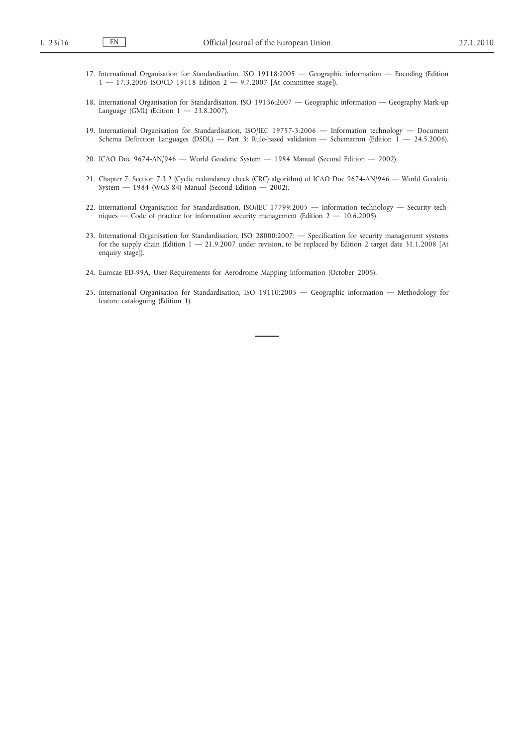17. International Organisation for Standardisation, ISO 19118:2005 — Geographic information — Encoding (Edition 1 — 17.3.2006 ISO/CD 19118 Edition 2 — 9.7.2007 [At committee stage]).

18. International Organisation for Standardisation, ISO 19136:2007 — Geographic information — Geography Mark-up Language (GML) (Edition 1 — 23.8.2007).

19. International Organisation for Standardisation, ISO/IEC 19757-3:2006 — Information technology — Document Schema Definition Languages (DSDL) — Part 3: Rule-based validation — Schematron (Edition 1 — 24.5.2006).

20. ICAO Doc 9674-AN/946 — World Geodetic System — 1984 Manual (Second Edition — 2002).

21. Chapter 7, Section 7.3.2 (Cyclic redundancy check (CRC) algorithm) of ICAO Doc 9674-AN/946 — World Geodetic System — 1984 (WGS-84) Manual (Second Edition — 2002).

22. International Organisation for Standardisation, ISO/IEC 17799:2005 — Information technology — Security techniques — Code of practice for information security management (Edition 2 — 10.6.2005).

23. International Organisation for Standardisation, ISO 28000:2007: — Specification for security management systems for the supply chain (Edition 1 — 21.9.2007 under revision, to be replaced by Edition 2 target date 31.1.2008 [At enquiry stage]).

24. Eurocae ED-99A, User Requirements for Aerodrome Mapping Information (October 2005).

25. International Organisation for Standardisation, ISO 19110:2005 — Geographic information — Methodology for feature cataloguing (Edition 1).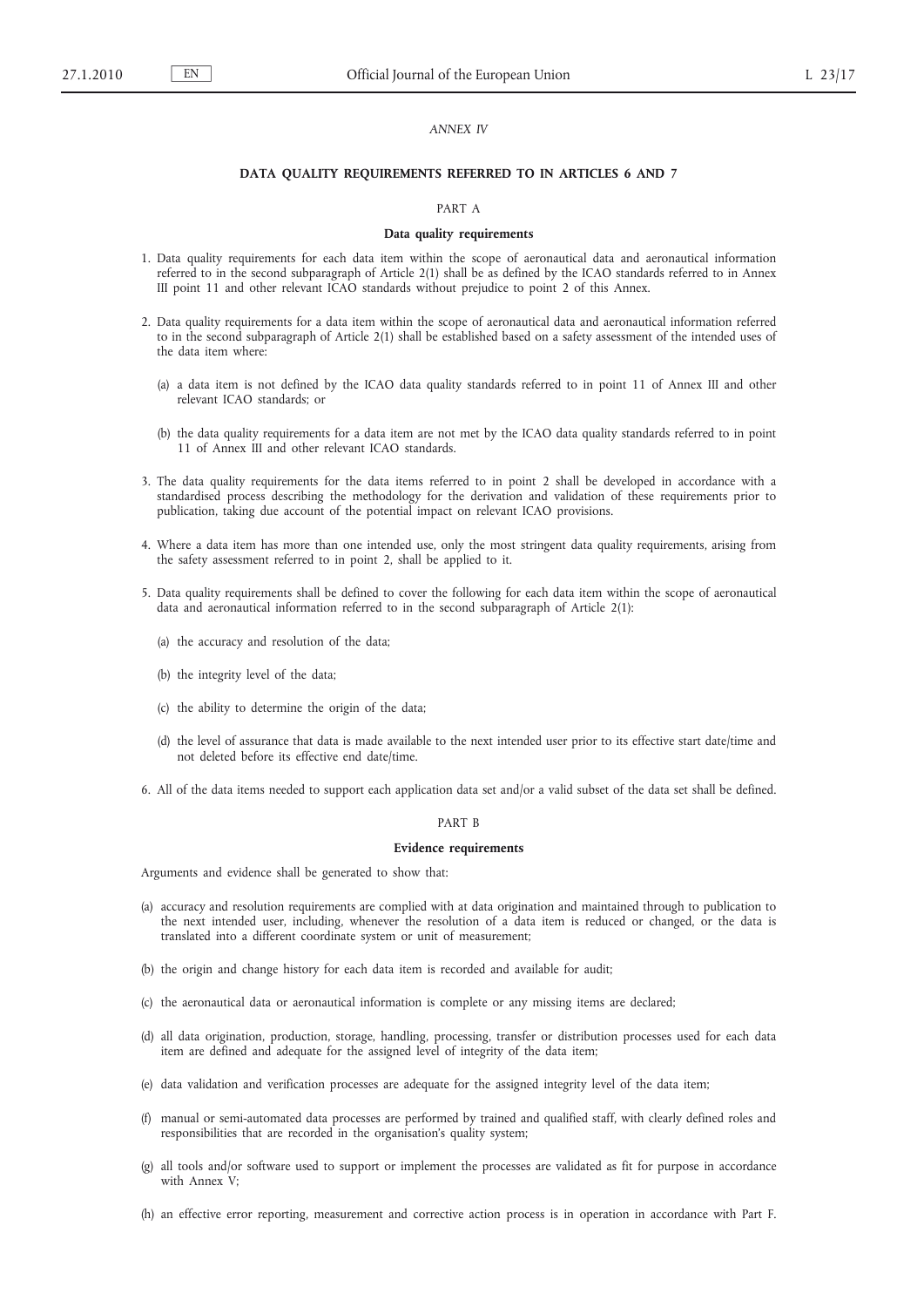*ANNEX IV*

**DATA QUALITY REQUIREMENTS REFERRED TO IN ARTICLES 6 AND 7**

PART A

**Data quality requirements**

1. Data quality requirements for each data item within the scope of aeronautical data and aeronautical information referred to in the second subparagraph of Article 2(1) shall be as defined by the ICAO standards referred to in Annex III point 11 and other relevant ICAO standards without prejudice to point 2 of this Annex.

2. Data quality requirements for a data item within the scope of aeronautical data and aeronautical information referred to in the second subparagraph of Article 2(1) shall be established based on a safety assessment of the intended uses of the data item where:

   (a) a data item is not defined by the ICAO data quality standards referred to in point 11 of Annex III and other relevant ICAO standards; or

   (b) the data quality requirements for a data item are not met by the ICAO data quality standards referred to in point 11 of Annex III and other relevant ICAO standards.

3. The data quality requirements for the data items referred to in point 2 shall be developed in accordance with a standardised process describing the methodology for the derivation and validation of these requirements prior to publication, taking due account of the potential impact on relevant ICAO provisions.

4. Where a data item has more than one intended use, only the most stringent data quality requirements, arising from the safety assessment referred to in point 2, shall be applied to it.

5. Data quality requirements shall be defined to cover the following for each data item within the scope of aeronautical data and aeronautical information referred to in the second subparagraph of Article 2(1):

   (a) the accuracy and resolution of the data;

   (b) the integrity level of the data;

   (c) the ability to determine the origin of the data;

   (d) the level of assurance that data is made available to the next intended user prior to its effective start date/time and not deleted before its effective end date/time.

6. All of the data items needed to support each application data set and/or a valid subset of the data set shall be defined.

PART B

**Evidence requirements**

Arguments and evidence shall be generated to show that:

(a) accuracy and resolution requirements are complied with at data origination and maintained through to publication to the next intended user, including, whenever the resolution of a data item is reduced or changed, or the data is translated into a different coordinate system or unit of measurement;

(b) the origin and change history for each data item is recorded and available for audit;

(c) the aeronautical data or aeronautical information is complete or any missing items are declared;

(d) all data origination, production, storage, handling, processing, transfer or distribution processes used for each data item are defined and adequate for the assigned level of integrity of the data item;

(e) data validation and verification processes are adequate for the assigned integrity level of the data item;

(f) manual or semi-automated data processes are performed by trained and qualified staff, with clearly defined roles and responsibilities that are recorded in the organisation's quality system;

(g) all tools and/or software used to support or implement the processes are validated as fit for purpose in accordance with Annex V;

(h) an effective error reporting, measurement and corrective action process is in operation in accordance with Part F.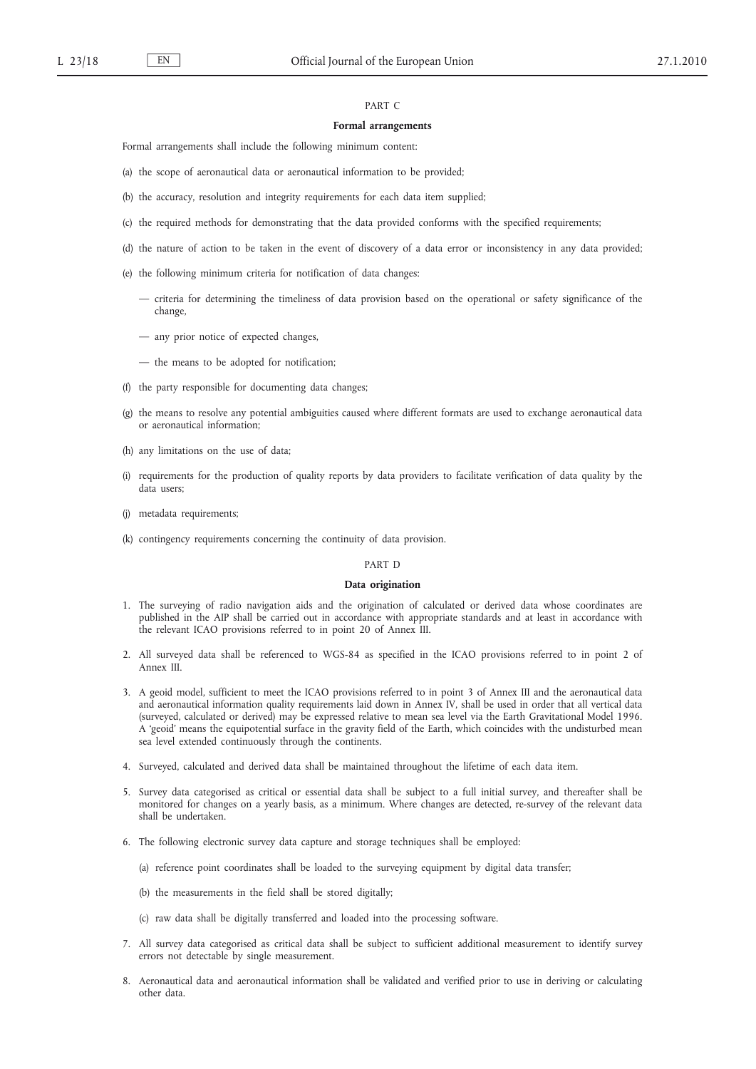PART C

## Formal arrangements

Formal arrangements shall include the following minimum content:

(a) the scope of aeronautical data or aeronautical information to be provided;

(b) the accuracy, resolution and integrity requirements for each data item supplied;

(c) the required methods for demonstrating that the data provided conforms with the specified requirements;

(d) the nature of action to be taken in the event of discovery of a data error or inconsistency in any data provided;

(e) the following minimum criteria for notification of data changes:

— criteria for determining the timeliness of data provision based on the operational or safety significance of the change,

— any prior notice of expected changes,

— the means to be adopted for notification;

(f) the party responsible for documenting data changes;

(g) the means to resolve any potential ambiguities caused where different formats are used to exchange aeronautical data or aeronautical information;

(h) any limitations on the use of data;

(i) requirements for the production of quality reports by data providers to facilitate verification of data quality by the data users;

(j) metadata requirements;

(k) contingency requirements concerning the continuity of data provision.

PART D

## Data origination

1. The surveying of radio navigation aids and the origination of calculated or derived data whose coordinates are published in the AIP shall be carried out in accordance with appropriate standards and at least in accordance with the relevant ICAO provisions referred to in point 20 of Annex III.

2. All surveyed data shall be referenced to WGS-84 as specified in the ICAO provisions referred to in point 2 of Annex III.

3. A geoid model, sufficient to meet the ICAO provisions referred to in point 3 of Annex III and the aeronautical data and aeronautical information quality requirements laid down in Annex IV, shall be used in order that all vertical data (surveyed, calculated or derived) may be expressed relative to mean sea level via the Earth Gravitational Model 1996. A 'geoid' means the equipotential surface in the gravity field of the Earth, which coincides with the undisturbed mean sea level extended continuously through the continents.

4. Surveyed, calculated and derived data shall be maintained throughout the lifetime of each data item.

5. Survey data categorised as critical or essential data shall be subject to a full initial survey, and thereafter shall be monitored for changes on a yearly basis, as a minimum. Where changes are detected, re-survey of the relevant data shall be undertaken.

6. The following electronic survey data capture and storage techniques shall be employed:

   (a) reference point coordinates shall be loaded to the surveying equipment by digital data transfer;

   (b) the measurements in the field shall be stored digitally;

   (c) raw data shall be digitally transferred and loaded into the processing software.

7. All survey data categorised as critical data shall be subject to sufficient additional measurement to identify survey errors not detectable by single measurement.

8. Aeronautical data and aeronautical information shall be validated and verified prior to use in deriving or calculating other data.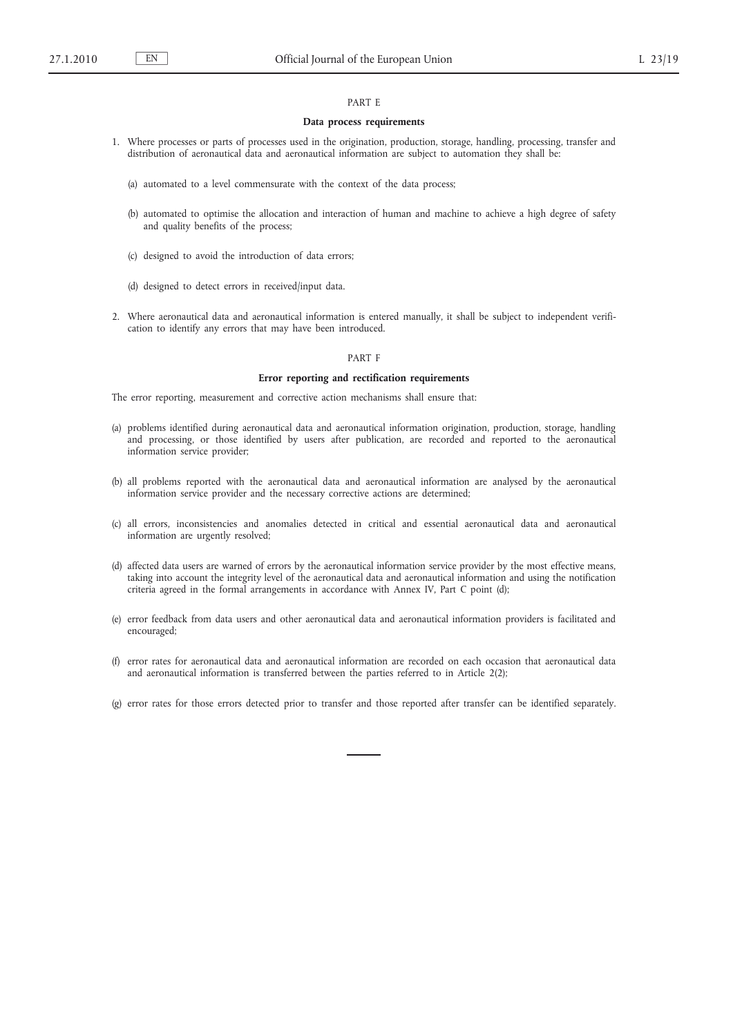## PART E

### Data process requirements

1. Where processes or parts of processes used in the origination, production, storage, handling, processing, transfer and distribution of aeronautical data and aeronautical information are subject to automation they shall be:

   (a) automated to a level commensurate with the context of the data process;

   (b) automated to optimise the allocation and interaction of human and machine to achieve a high degree of safety and quality benefits of the process;

   (c) designed to avoid the introduction of data errors;

   (d) designed to detect errors in received/input data.

2. Where aeronautical data and aeronautical information is entered manually, it shall be subject to independent verification to identify any errors that may have been introduced.

## PART F

### Error reporting and rectification requirements

The error reporting, measurement and corrective action mechanisms shall ensure that:

(a) problems identified during aeronautical data and aeronautical information origination, production, storage, handling and processing, or those identified by users after publication, are recorded and reported to the aeronautical information service provider;

(b) all problems reported with the aeronautical data and aeronautical information are analysed by the aeronautical information service provider and the necessary corrective actions are determined;

(c) all errors, inconsistencies and anomalies detected in critical and essential aeronautical data and aeronautical information are urgently resolved;

(d) affected data users are warned of errors by the aeronautical information service provider by the most effective means, taking into account the integrity level of the aeronautical data and aeronautical information and using the notification criteria agreed in the formal arrangements in accordance with Annex IV, Part C point (d);

(e) error feedback from data users and other aeronautical data and aeronautical information providers is facilitated and encouraged;

(f) error rates for aeronautical data and aeronautical information are recorded on each occasion that aeronautical data and aeronautical information is transferred between the parties referred to in Article 2(2);

(g) error rates for those errors detected prior to transfer and those reported after transfer can be identified separately.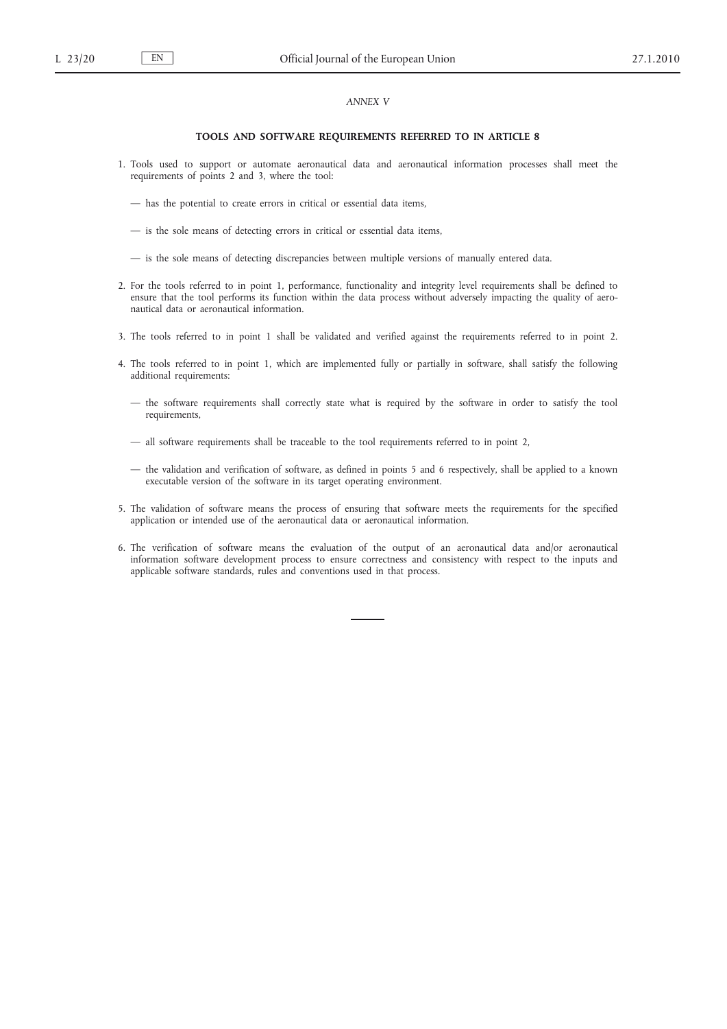*ANNEX V*

## TOOLS AND SOFTWARE REQUIREMENTS REFERRED TO IN ARTICLE 8

1. Tools used to support or automate aeronautical data and aeronautical information processes shall meet the requirements of points 2 and 3, where the tool:

   — has the potential to create errors in critical or essential data items,

   — is the sole means of detecting errors in critical or essential data items,

   — is the sole means of detecting discrepancies between multiple versions of manually entered data.

2. For the tools referred to in point 1, performance, functionality and integrity level requirements shall be defined to ensure that the tool performs its function within the data process without adversely impacting the quality of aeronautical data or aeronautical information.

3. The tools referred to in point 1 shall be validated and verified against the requirements referred to in point 2.

4. The tools referred to in point 1, which are implemented fully or partially in software, shall satisfy the following additional requirements:

   — the software requirements shall correctly state what is required by the software in order to satisfy the tool requirements,

   — all software requirements shall be traceable to the tool requirements referred to in point 2,

   — the validation and verification of software, as defined in points 5 and 6 respectively, shall be applied to a known executable version of the software in its target operating environment.

5. The validation of software means the process of ensuring that software meets the requirements for the specified application or intended use of the aeronautical data or aeronautical information.

6. The verification of software means the evaluation of the output of an aeronautical data and/or aeronautical information software development process to ensure correctness and consistency with respect to the inputs and applicable software standards, rules and conventions used in that process.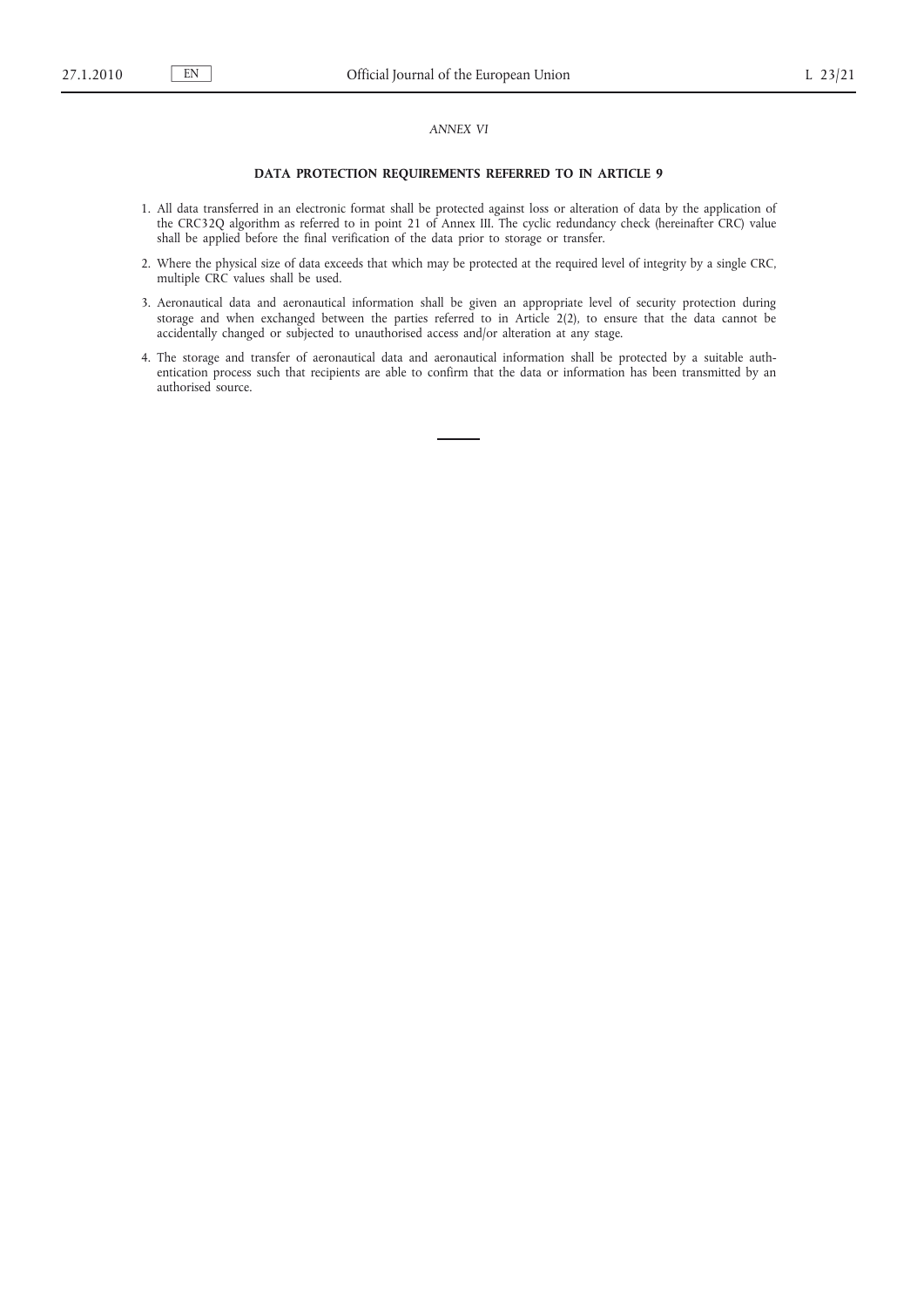*ANNEX VI*

## DATA PROTECTION REQUIREMENTS REFERRED TO IN ARTICLE 9

1. All data transferred in an electronic format shall be protected against loss or alteration of data by the application of the CRC32Q algorithm as referred to in point 21 of Annex III. The cyclic redundancy check (hereinafter CRC) value shall be applied before the final verification of the data prior to storage or transfer.
2. Where the physical size of data exceeds that which may be protected at the required level of integrity by a single CRC, multiple CRC values shall be used.
3. Aeronautical data and aeronautical information shall be given an appropriate level of security protection during storage and when exchanged between the parties referred to in Article 2(2), to ensure that the data cannot be accidentally changed or subjected to unauthorised access and/or alteration at any stage.
4. The storage and transfer of aeronautical data and aeronautical information shall be protected by a suitable authentication process such that recipients are able to confirm that the data or information has been transmitted by an authorised source.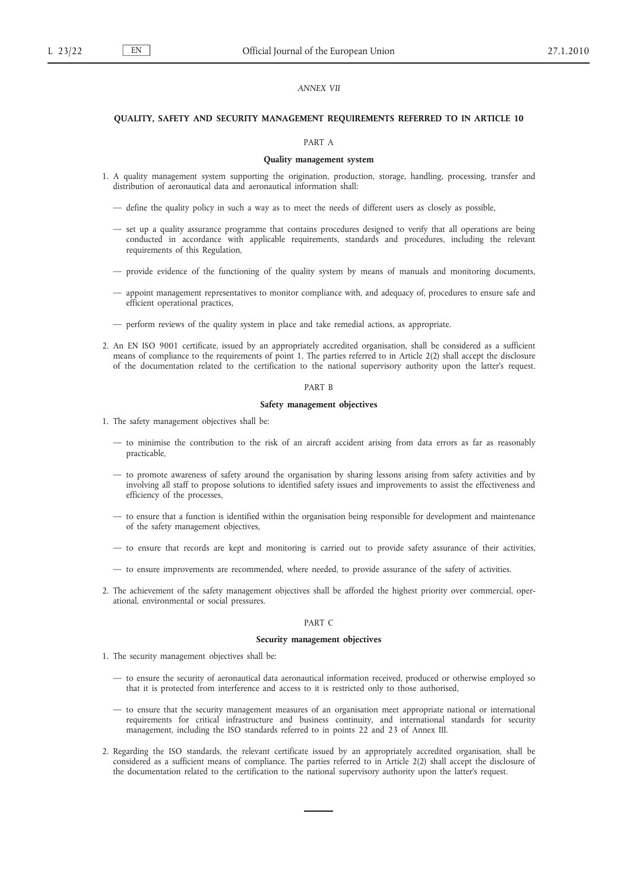*ANNEX VII*

## QUALITY, SAFETY AND SECURITY MANAGEMENT REQUIREMENTS REFERRED TO IN ARTICLE 10

### PART A

#### Quality management system

1. A quality management system supporting the origination, production, storage, handling, processing, transfer and distribution of aeronautical data and aeronautical information shall:

   — define the quality policy in such a way as to meet the needs of different users as closely as possible,

   — set up a quality assurance programme that contains procedures designed to verify that all operations are being conducted in accordance with applicable requirements, standards and procedures, including the relevant requirements of this Regulation,

   — provide evidence of the functioning of the quality system by means of manuals and monitoring documents,

   — appoint management representatives to monitor compliance with, and adequacy of, procedures to ensure safe and efficient operational practices,

   — perform reviews of the quality system in place and take remedial actions, as appropriate.

2. An EN ISO 9001 certificate, issued by an appropriately accredited organisation, shall be considered as a sufficient means of compliance to the requirements of point 1. The parties referred to in Article 2(2) shall accept the disclosure of the documentation related to the certification to the national supervisory authority upon the latter's request.

### PART B

#### Safety management objectives

1. The safety management objectives shall be:

   — to minimise the contribution to the risk of an aircraft accident arising from data errors as far as reasonably practicable,

   — to promote awareness of safety around the organisation by sharing lessons arising from safety activities and by involving all staff to propose solutions to identified safety issues and improvements to assist the effectiveness and efficiency of the processes,

   — to ensure that a function is identified within the organisation being responsible for development and maintenance of the safety management objectives,

   — to ensure that records are kept and monitoring is carried out to provide safety assurance of their activities,

   — to ensure improvements are recommended, where needed, to provide assurance of the safety of activities.

2. The achievement of the safety management objectives shall be afforded the highest priority over commercial, operational, environmental or social pressures.

### PART C

#### Security management objectives

1. The security management objectives shall be:

   — to ensure the security of aeronautical data aeronautical information received, produced or otherwise employed so that it is protected from interference and access to it is restricted only to those authorised,

   — to ensure that the security management measures of an organisation meet appropriate national or international requirements for critical infrastructure and business continuity, and international standards for security management, including the ISO standards referred to in points 22 and 23 of Annex III.

2. Regarding the ISO standards, the relevant certificate issued by an appropriately accredited organisation, shall be considered as a sufficient means of compliance. The parties referred to in Article 2(2) shall accept the disclosure of the documentation related to the certification to the national supervisory authority upon the latter's request.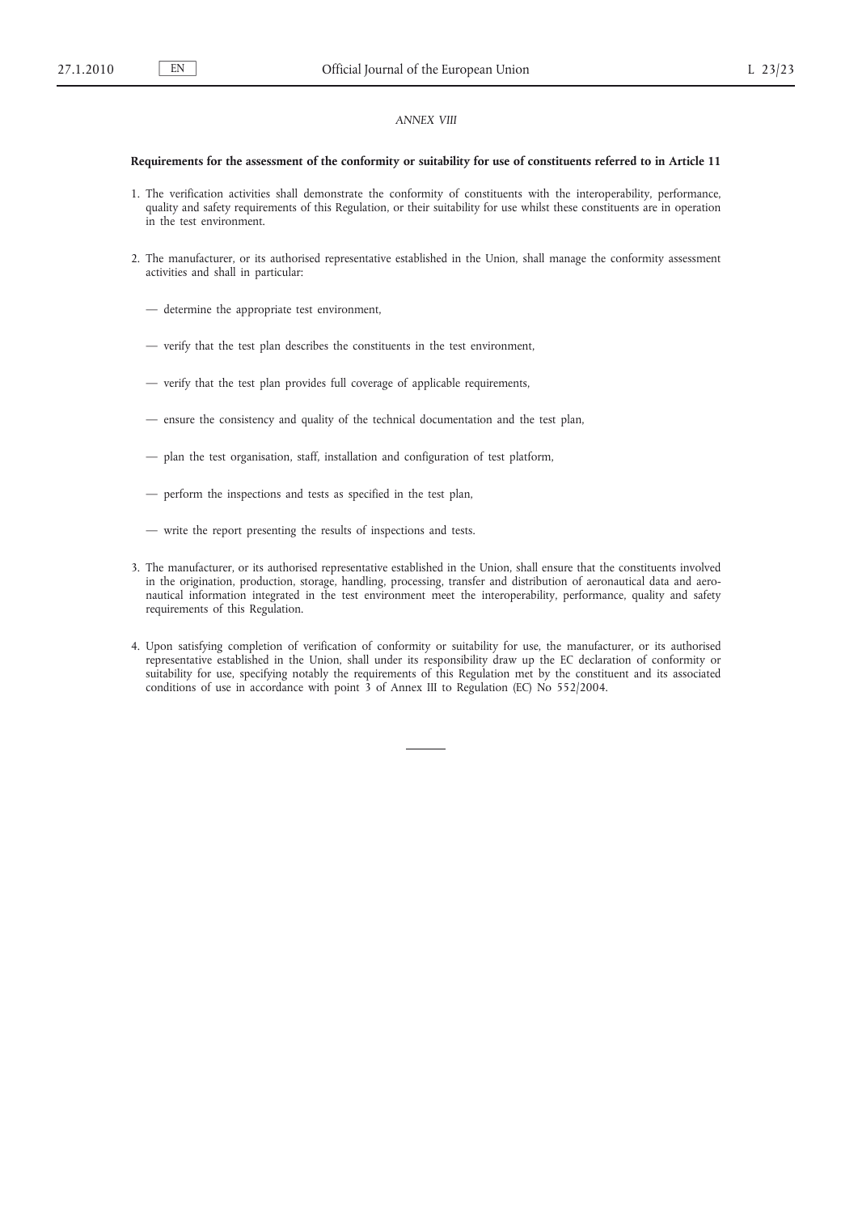*ANNEX VIII*

**Requirements for the assessment of the conformity or suitability for use of constituents referred to in Article 11**

1. The verification activities shall demonstrate the conformity of constituents with the interoperability, performance, quality and safety requirements of this Regulation, or their suitability for use whilst these constituents are in operation in the test environment.

2. The manufacturer, or its authorised representative established in the Union, shall manage the conformity assessment activities and shall in particular:

   — determine the appropriate test environment,

   — verify that the test plan describes the constituents in the test environment,

   — verify that the test plan provides full coverage of applicable requirements,

   — ensure the consistency and quality of the technical documentation and the test plan,

   — plan the test organisation, staff, installation and configuration of test platform,

   — perform the inspections and tests as specified in the test plan,

   — write the report presenting the results of inspections and tests.

3. The manufacturer, or its authorised representative established in the Union, shall ensure that the constituents involved in the origination, production, storage, handling, processing, transfer and distribution of aeronautical data and aeronautical information integrated in the test environment meet the interoperability, performance, quality and safety requirements of this Regulation.

4. Upon satisfying completion of verification of conformity or suitability for use, the manufacturer, or its authorised representative established in the Union, shall under its responsibility draw up the EC declaration of conformity or suitability for use, specifying notably the requirements of this Regulation met by the constituent and its associated conditions of use in accordance with point 3 of Annex III to Regulation (EC) No 552/2004.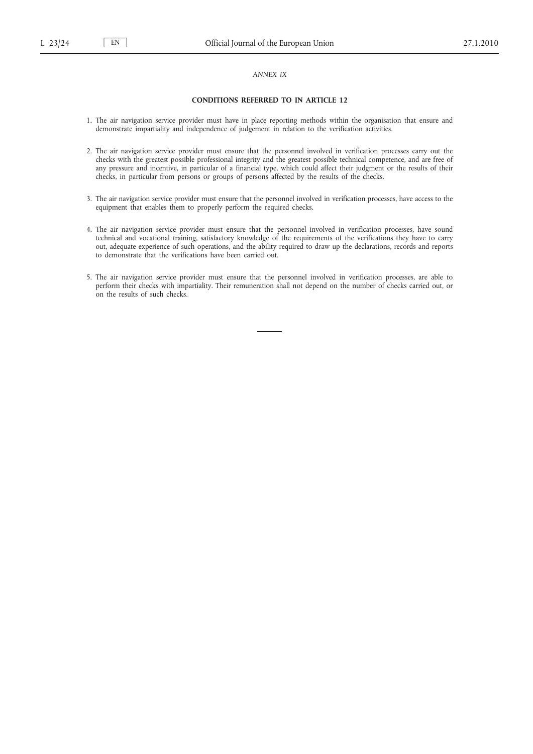*ANNEX IX*

**CONDITIONS REFERRED TO IN ARTICLE 12**

1. The air navigation service provider must have in place reporting methods within the organisation that ensure and demonstrate impartiality and independence of judgement in relation to the verification activities.

2. The air navigation service provider must ensure that the personnel involved in verification processes carry out the checks with the greatest possible professional integrity and the greatest possible technical competence, and are free of any pressure and incentive, in particular of a financial type, which could affect their judgment or the results of their checks, in particular from persons or groups of persons affected by the results of the checks.

3. The air navigation service provider must ensure that the personnel involved in verification processes, have access to the equipment that enables them to properly perform the required checks.

4. The air navigation service provider must ensure that the personnel involved in verification processes, have sound technical and vocational training, satisfactory knowledge of the requirements of the verifications they have to carry out, adequate experience of such operations, and the ability required to draw up the declarations, records and reports to demonstrate that the verifications have been carried out.

5. The air navigation service provider must ensure that the personnel involved in verification processes, are able to perform their checks with impartiality. Their remuneration shall not depend on the number of checks carried out, or on the results of such checks.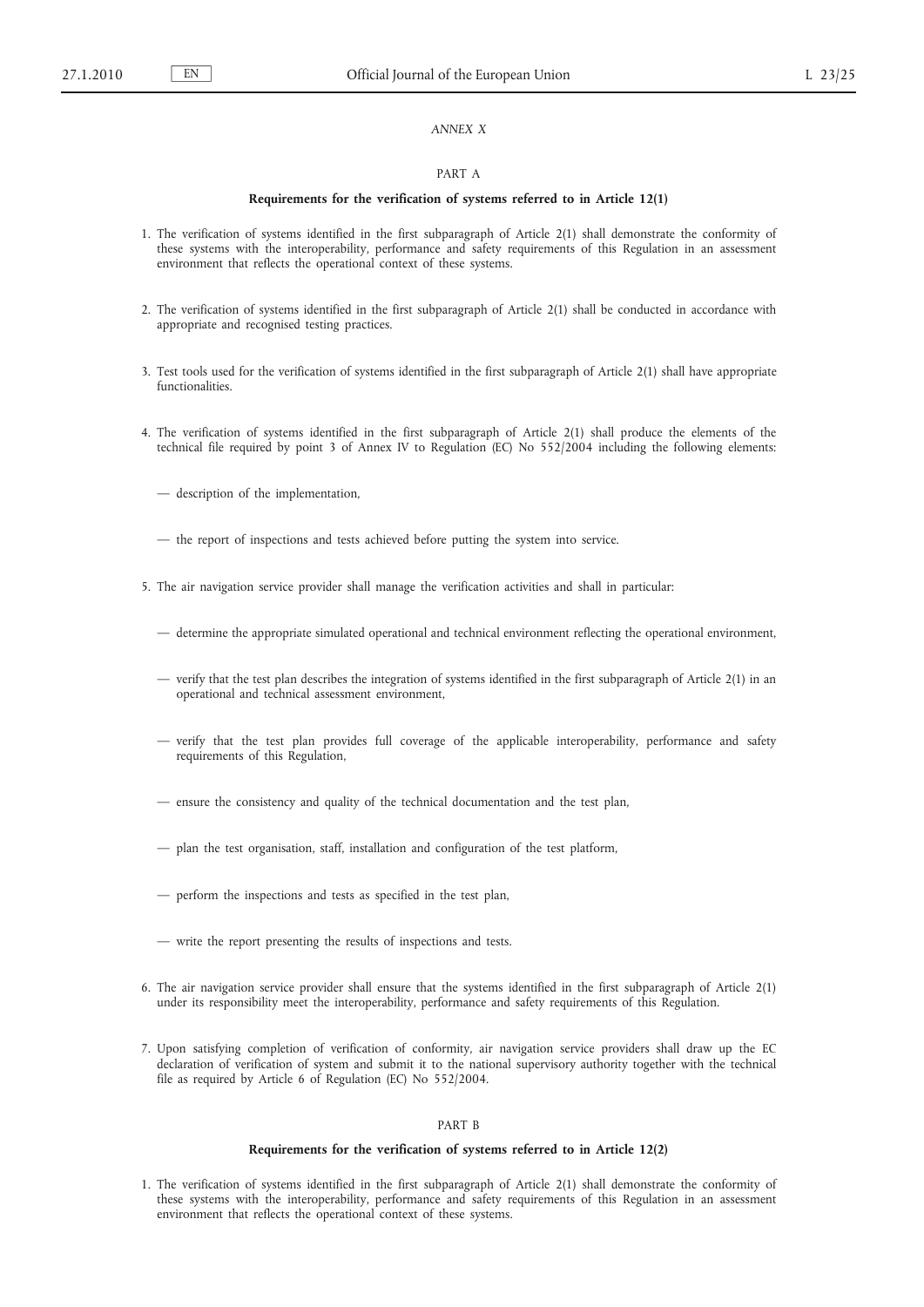*ANNEX X*

PART A

**Requirements for the verification of systems referred to in Article 12(1)**

1. The verification of systems identified in the first subparagraph of Article 2(1) shall demonstrate the conformity of these systems with the interoperability, performance and safety requirements of this Regulation in an assessment environment that reflects the operational context of these systems.

2. The verification of systems identified in the first subparagraph of Article 2(1) shall be conducted in accordance with appropriate and recognised testing practices.

3. Test tools used for the verification of systems identified in the first subparagraph of Article 2(1) shall have appropriate functionalities.

4. The verification of systems identified in the first subparagraph of Article 2(1) shall produce the elements of the technical file required by point 3 of Annex IV to Regulation (EC) No 552/2004 including the following elements:

   — description of the implementation,

   — the report of inspections and tests achieved before putting the system into service.

5. The air navigation service provider shall manage the verification activities and shall in particular:

   — determine the appropriate simulated operational and technical environment reflecting the operational environment,

   — verify that the test plan describes the integration of systems identified in the first subparagraph of Article 2(1) in an operational and technical assessment environment,

   — verify that the test plan provides full coverage of the applicable interoperability, performance and safety requirements of this Regulation,

   — ensure the consistency and quality of the technical documentation and the test plan,

   — plan the test organisation, staff, installation and configuration of the test platform,

   — perform the inspections and tests as specified in the test plan,

   — write the report presenting the results of inspections and tests.

6. The air navigation service provider shall ensure that the systems identified in the first subparagraph of Article 2(1) under its responsibility meet the interoperability, performance and safety requirements of this Regulation.

7. Upon satisfying completion of verification of conformity, air navigation service providers shall draw up the EC declaration of verification of system and submit it to the national supervisory authority together with the technical file as required by Article 6 of Regulation (EC) No 552/2004.

PART B

**Requirements for the verification of systems referred to in Article 12(2)**

1. The verification of systems identified in the first subparagraph of Article 2(1) shall demonstrate the conformity of these systems with the interoperability, performance and safety requirements of this Regulation in an assessment environment that reflects the operational context of these systems.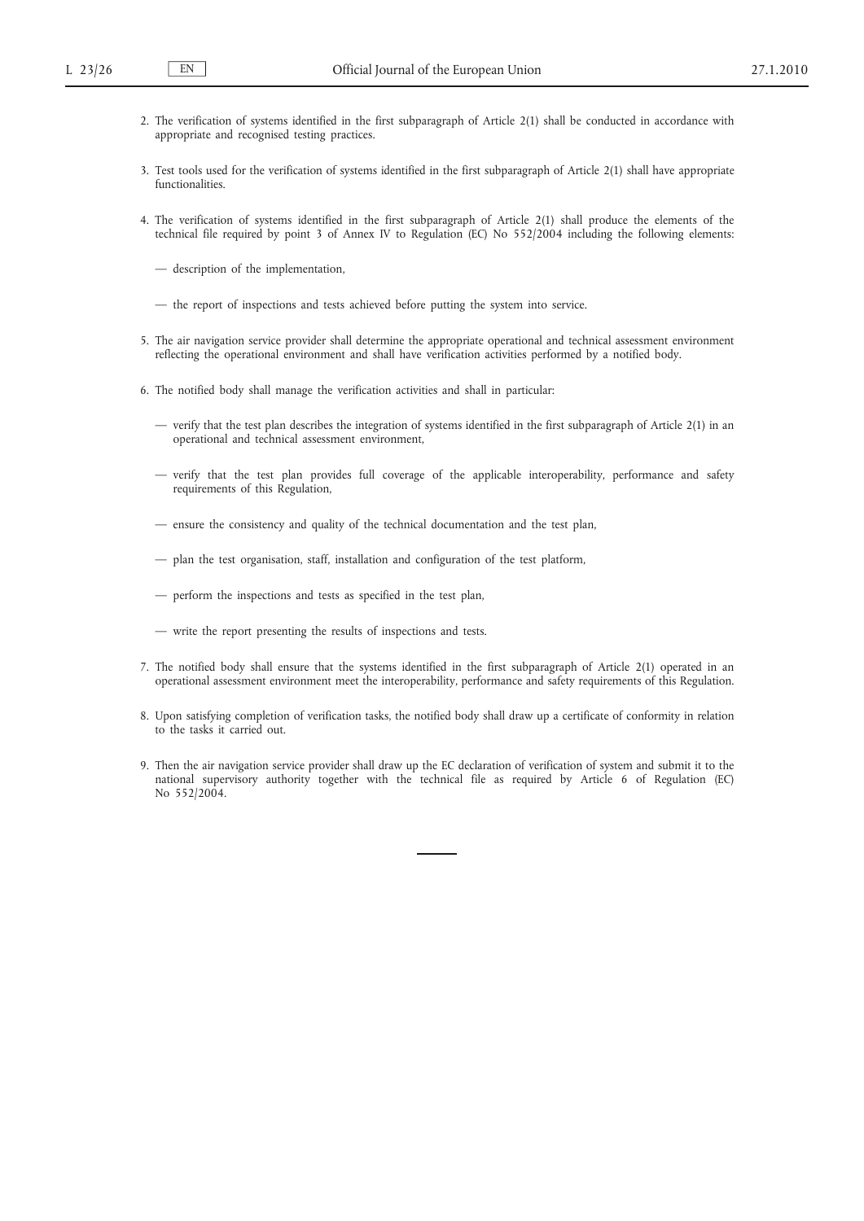2. The verification of systems identified in the first subparagraph of Article 2(1) shall be conducted in accordance with appropriate and recognised testing practices.

3. Test tools used for the verification of systems identified in the first subparagraph of Article 2(1) shall have appropriate functionalities.

4. The verification of systems identified in the first subparagraph of Article 2(1) shall produce the elements of the technical file required by point 3 of Annex IV to Regulation (EC) No 552/2004 including the following elements:

   — description of the implementation,

   — the report of inspections and tests achieved before putting the system into service.

5. The air navigation service provider shall determine the appropriate operational and technical assessment environment reflecting the operational environment and shall have verification activities performed by a notified body.

6. The notified body shall manage the verification activities and shall in particular:

   — verify that the test plan describes the integration of systems identified in the first subparagraph of Article 2(1) in an operational and technical assessment environment,

   — verify that the test plan provides full coverage of the applicable interoperability, performance and safety requirements of this Regulation,

   — ensure the consistency and quality of the technical documentation and the test plan,

   — plan the test organisation, staff, installation and configuration of the test platform,

   — perform the inspections and tests as specified in the test plan,

   — write the report presenting the results of inspections and tests.

7. The notified body shall ensure that the systems identified in the first subparagraph of Article 2(1) operated in an operational assessment environment meet the interoperability, performance and safety requirements of this Regulation.

8. Upon satisfying completion of verification tasks, the notified body shall draw up a certificate of conformity in relation to the tasks it carried out.

9. Then the air navigation service provider shall draw up the EC declaration of verification of system and submit it to the national supervisory authority together with the technical file as required by Article 6 of Regulation (EC) No 552/2004.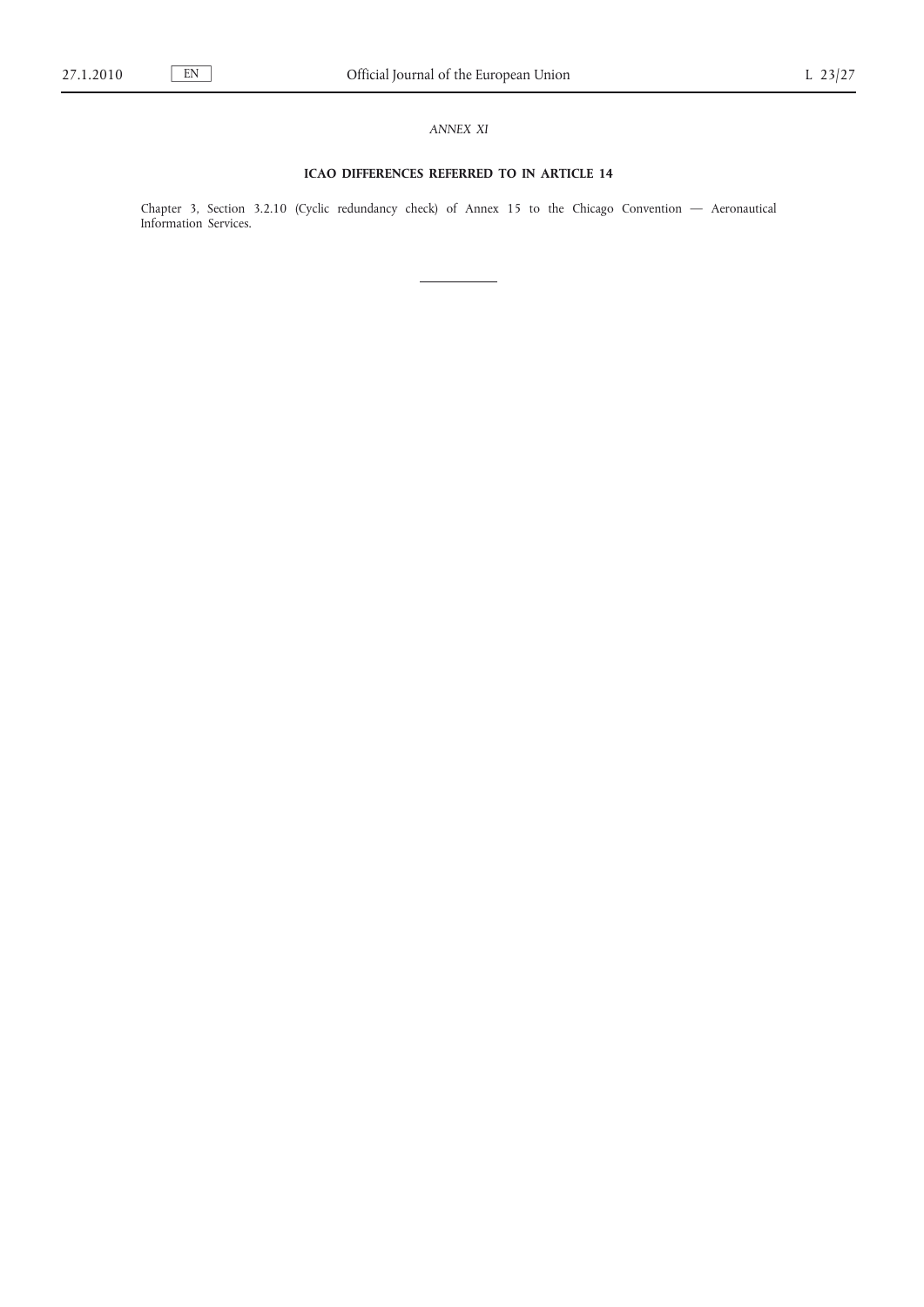*ANNEX XI*

## ICAO DIFFERENCES REFERRED TO IN ARTICLE 14

Chapter 3, Section 3.2.10 (Cyclic redundancy check) of Annex 15 to the Chicago Convention — Aeronautical Information Services.